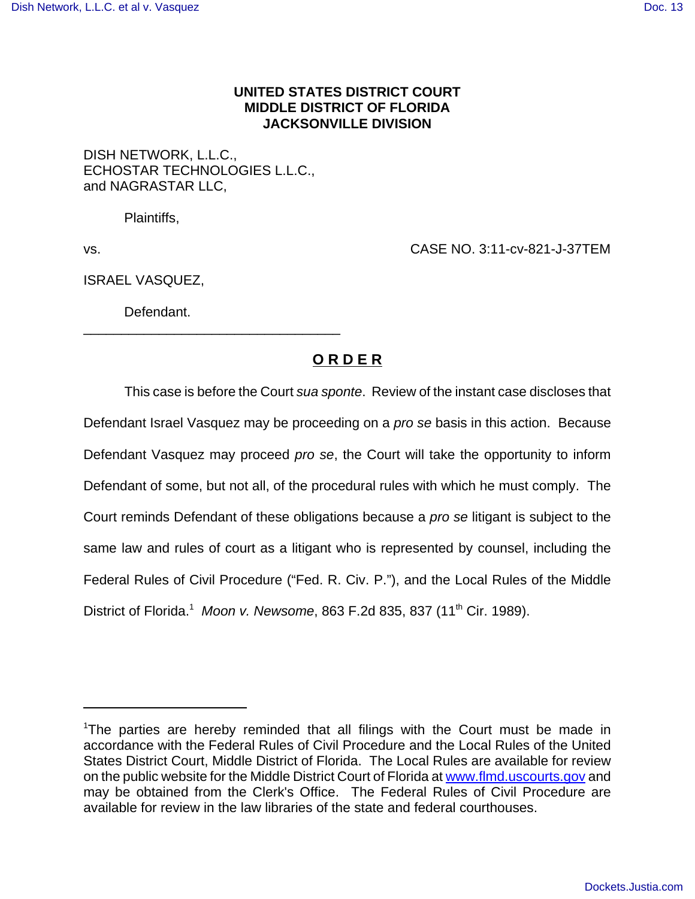**UNITED STATES DISTRICT COURT**
**MIDDLE DISTRICT OF FLORIDA**
**JACKSONVILLE DIVISION**

DISH NETWORK, L.L.C.,
ECHOSTAR TECHNOLOGIES L.L.C.,
and NAGRASTAR LLC,

Plaintiffs,

vs. CASE NO. 3:11-cv-821-J-37TEM

ISRAEL VASQUEZ,

Defendant.

---

# O R D E R

This case is before the Court *sua sponte*. Review of the instant case discloses that Defendant Israel Vasquez may be proceeding on a *pro se* basis in this action. Because Defendant Vasquez may proceed *pro se*, the Court will take the opportunity to inform Defendant of some, but not all, of the procedural rules with which he must comply. The Court reminds Defendant of these obligations because a *pro se* litigant is subject to the same law and rules of court as a litigant who is represented by counsel, including the Federal Rules of Civil Procedure ("Fed. R. Civ. P."), and the Local Rules of the Middle District of Florida.[1] *Moon v. Newsome*, 863 F.2d 835, 837 (11th Cir. 1989).

---

[1]The parties are hereby reminded that all filings with the Court must be made in accordance with the Federal Rules of Civil Procedure and the Local Rules of the United States District Court, Middle District of Florida. The Local Rules are available for review on the public website for the Middle District Court of Florida at www.flmd.uscourts.gov and may be obtained from the Clerk's Office. The Federal Rules of Civil Procedure are available for review in the law libraries of the state and federal courthouses.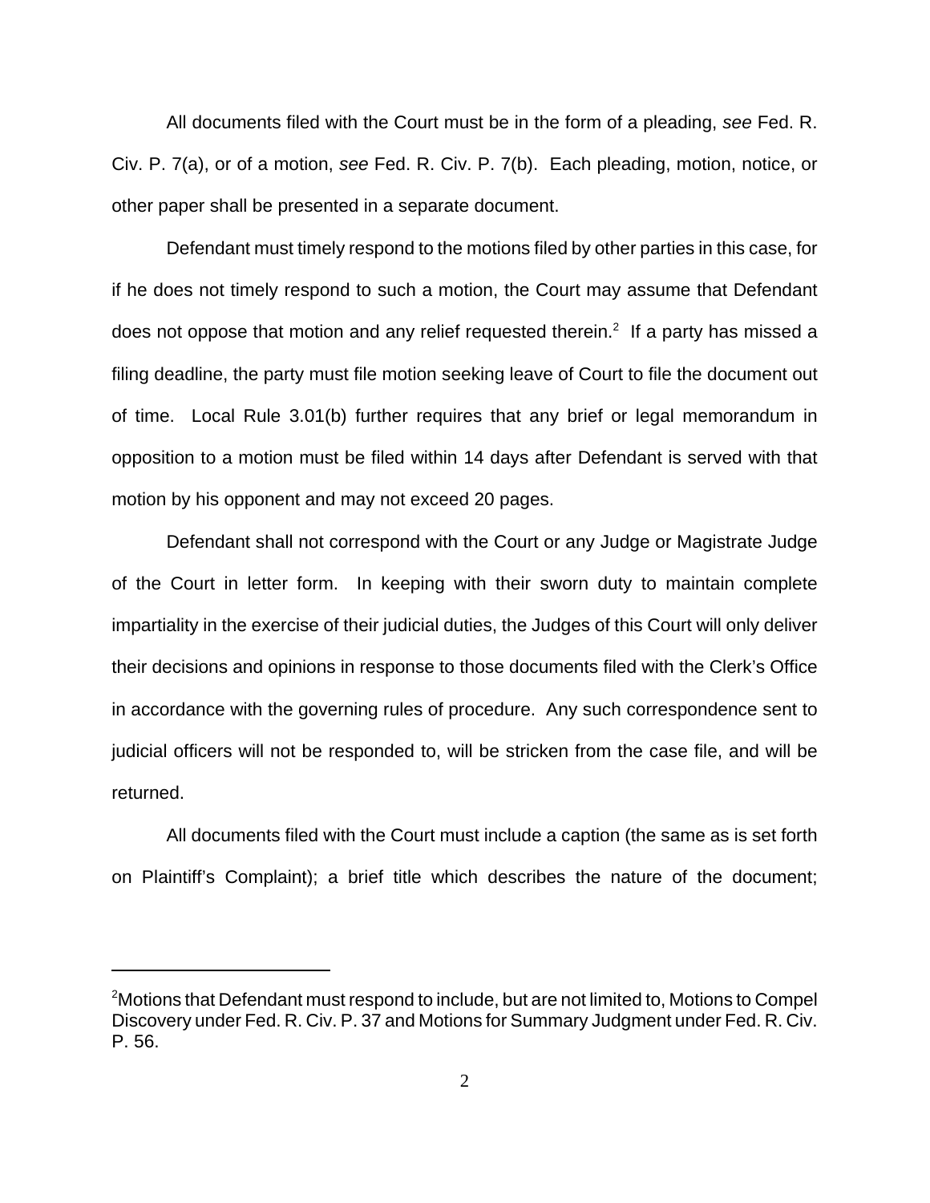All documents filed with the Court must be in the form of a pleading, *see* Fed. R. Civ. P. 7(a), or of a motion, *see* Fed. R. Civ. P. 7(b). Each pleading, motion, notice, or other paper shall be presented in a separate document.

Defendant must timely respond to the motions filed by other parties in this case, for if he does not timely respond to such a motion, the Court may assume that Defendant does not oppose that motion and any relief requested therein.[2] If a party has missed a filing deadline, the party must file motion seeking leave of Court to file the document out of time. Local Rule 3.01(b) further requires that any brief or legal memorandum in opposition to a motion must be filed within 14 days after Defendant is served with that motion by his opponent and may not exceed 20 pages.

Defendant shall not correspond with the Court or any Judge or Magistrate Judge of the Court in letter form. In keeping with their sworn duty to maintain complete impartiality in the exercise of their judicial duties, the Judges of this Court will only deliver their decisions and opinions in response to those documents filed with the Clerk's Office in accordance with the governing rules of procedure. Any such correspondence sent to judicial officers will not be responded to, will be stricken from the case file, and will be returned.

All documents filed with the Court must include a caption (the same as is set forth on Plaintiff's Complaint); a brief title which describes the nature of the document;

---

[2]Motions that Defendant must respond to include, but are not limited to, Motions to Compel Discovery under Fed. R. Civ. P. 37 and Motions for Summary Judgment under Fed. R. Civ. P. 56.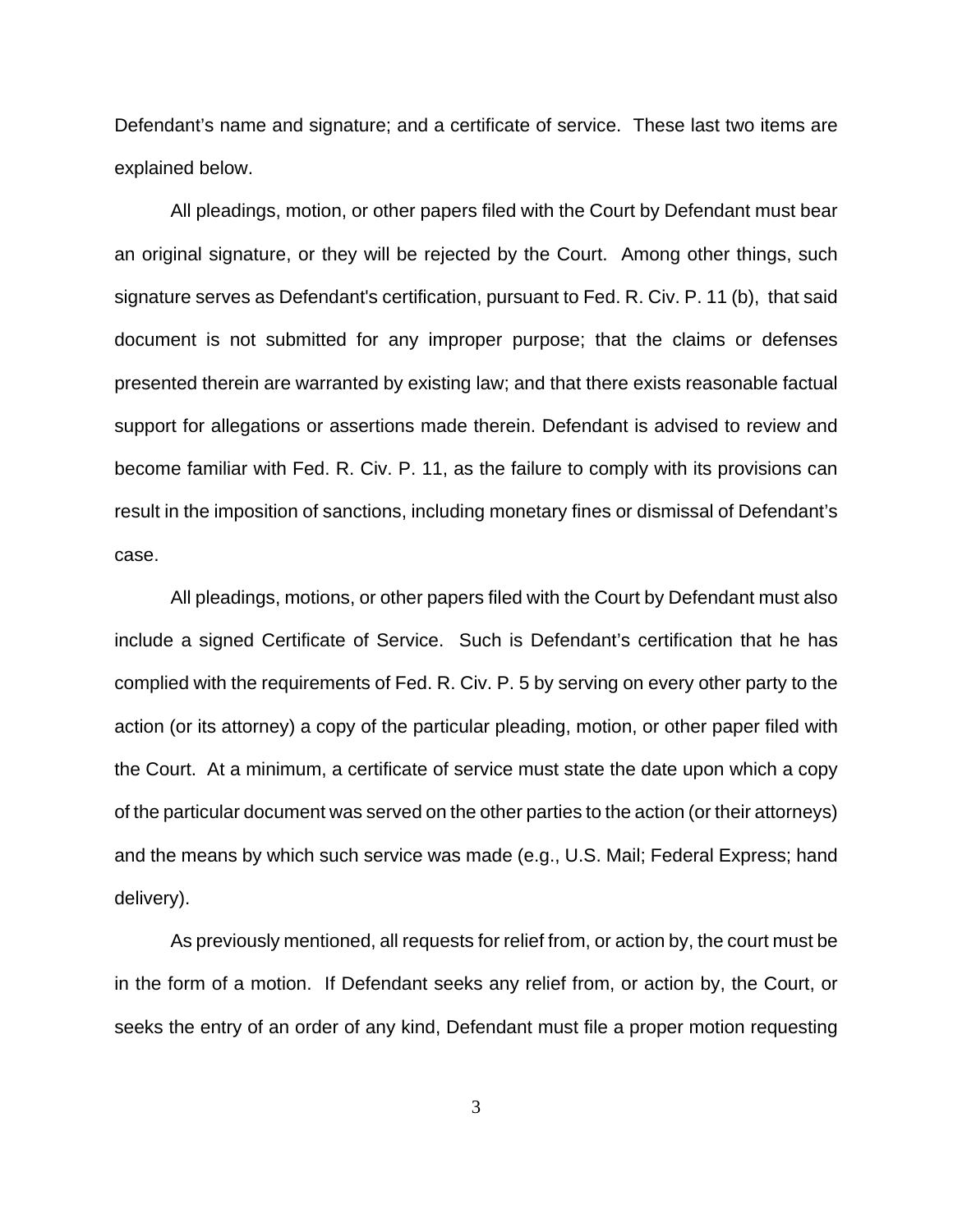Defendant's name and signature; and a certificate of service. These last two items are explained below.

All pleadings, motion, or other papers filed with the Court by Defendant must bear an original signature, or they will be rejected by the Court. Among other things, such signature serves as Defendant's certification, pursuant to Fed. R. Civ. P. 11 (b), that said document is not submitted for any improper purpose; that the claims or defenses presented therein are warranted by existing law; and that there exists reasonable factual support for allegations or assertions made therein. Defendant is advised to review and become familiar with Fed. R. Civ. P. 11, as the failure to comply with its provisions can result in the imposition of sanctions, including monetary fines or dismissal of Defendant's case.

All pleadings, motions, or other papers filed with the Court by Defendant must also include a signed Certificate of Service. Such is Defendant's certification that he has complied with the requirements of Fed. R. Civ. P. 5 by serving on every other party to the action (or its attorney) a copy of the particular pleading, motion, or other paper filed with the Court. At a minimum, a certificate of service must state the date upon which a copy of the particular document was served on the other parties to the action (or their attorneys) and the means by which such service was made (e.g., U.S. Mail; Federal Express; hand delivery).

As previously mentioned, all requests for relief from, or action by, the court must be in the form of a motion. If Defendant seeks any relief from, or action by, the Court, or seeks the entry of an order of any kind, Defendant must file a proper motion requesting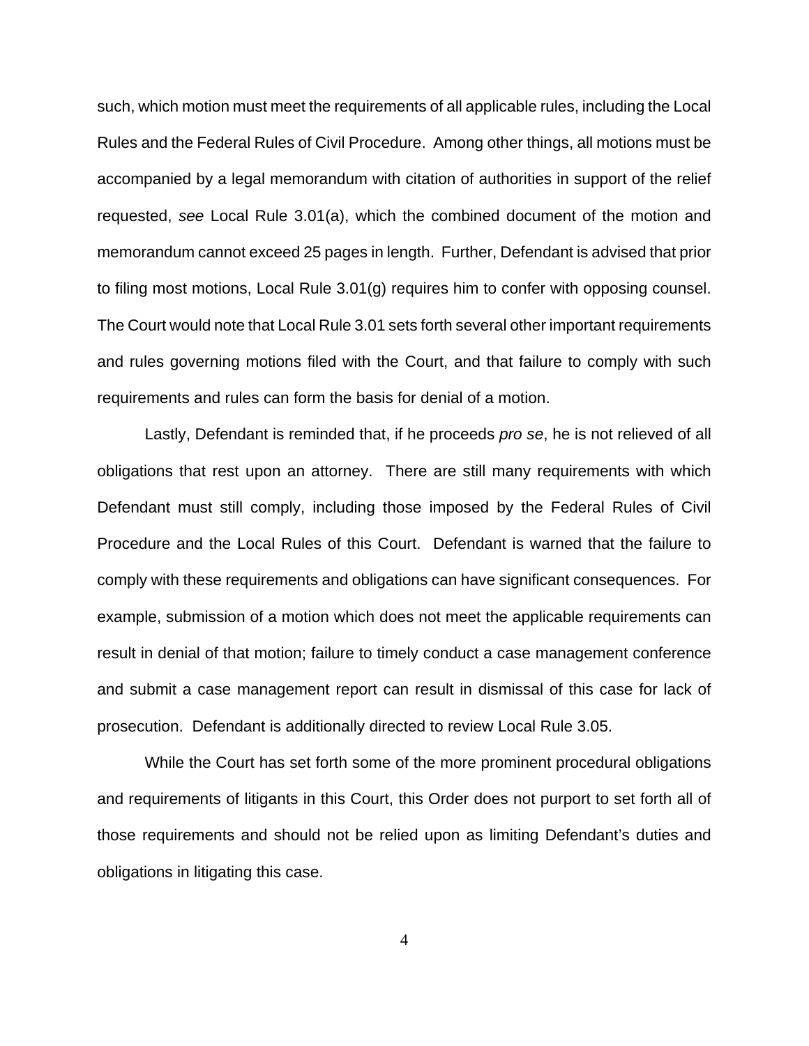such, which motion must meet the requirements of all applicable rules, including the Local Rules and the Federal Rules of Civil Procedure. Among other things, all motions must be accompanied by a legal memorandum with citation of authorities in support of the relief requested, *see* Local Rule 3.01(a), which the combined document of the motion and memorandum cannot exceed 25 pages in length. Further, Defendant is advised that prior to filing most motions, Local Rule 3.01(g) requires him to confer with opposing counsel. The Court would note that Local Rule 3.01 sets forth several other important requirements and rules governing motions filed with the Court, and that failure to comply with such requirements and rules can form the basis for denial of a motion.

Lastly, Defendant is reminded that, if he proceeds *pro se*, he is not relieved of all obligations that rest upon an attorney. There are still many requirements with which Defendant must still comply, including those imposed by the Federal Rules of Civil Procedure and the Local Rules of this Court. Defendant is warned that the failure to comply with these requirements and obligations can have significant consequences. For example, submission of a motion which does not meet the applicable requirements can result in denial of that motion; failure to timely conduct a case management conference and submit a case management report can result in dismissal of this case for lack of prosecution. Defendant is additionally directed to review Local Rule 3.05.

While the Court has set forth some of the more prominent procedural obligations and requirements of litigants in this Court, this Order does not purport to set forth all of those requirements and should not be relied upon as limiting Defendant's duties and obligations in litigating this case.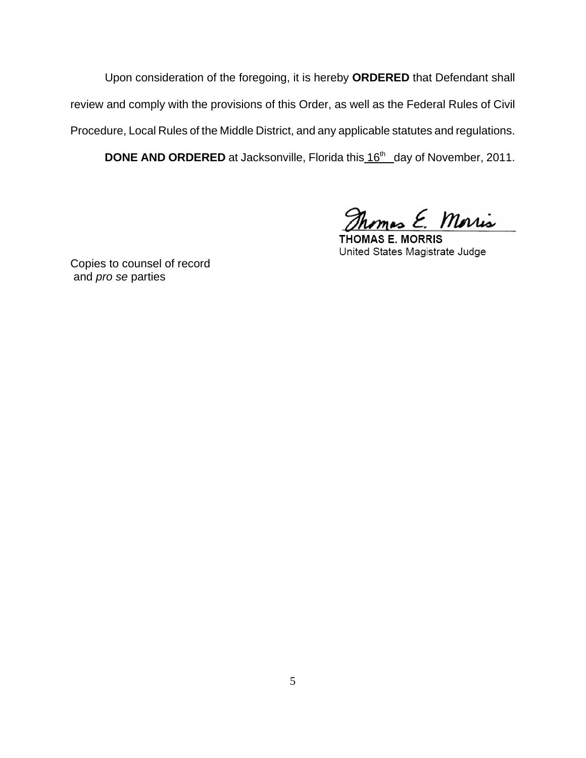Upon consideration of the foregoing, it is hereby **ORDERED** that Defendant shall review and comply with the provisions of this Order, as well as the Federal Rules of Civil Procedure, Local Rules of the Middle District, and any applicable statutes and regulations.

**DONE AND ORDERED** at Jacksonville, Florida this 16th day of November, 2011.

Thomas E. Morris

**THOMAS E. MORRIS**
United States Magistrate Judge

Copies to counsel of record
and *pro se* parties